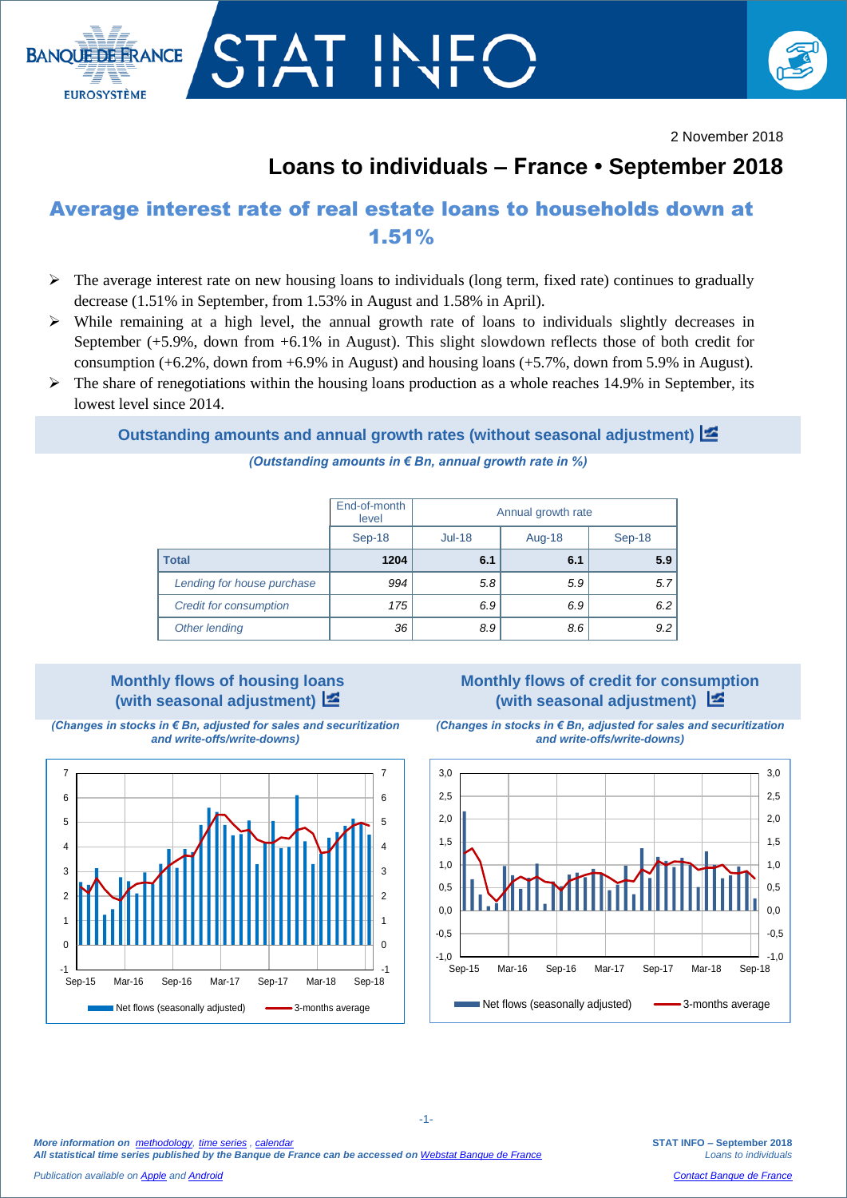2 November 2018

# Loans to individuals – France • September 2018

## Average interest rate of real estate loans to households down at 1.51%

- The average interest rate on new housing loans to individuals (long term, fixed rate) continues to gradually decrease (1.51% in September, from 1.53% in August and 1.58% in April).
- While remaining at a high level, the annual growth rate of loans to individuals slightly decreases in September (+5.9%, down from +6.1% in August). This slight slowdown reflects those of both credit for consumption (+6.2%, down from +6.9% in August) and housing loans (+5.7%, down from 5.9% in August).
- The share of renegotiations within the housing loans production as a whole reaches 14.9% in September, its lowest level since 2014.

### Outstanding amounts and annual growth rates (without seasonal adjustment)

*(Outstanding amounts in € Bn, annual growth rate in %)*

| | End-of-month level | Annual growth rate | | |
|---|---|---|---|---|
| | Sep-18 | Jul-18 | Aug-18 | Sep-18 |
| **Total** | **1204** | **6.1** | **6.1** | **5.9** |
| *Lending for house purchase* | *994* | *5.8* | *5.9* | *5.7* |
| *Credit for consumption* | *175* | *6.9* | *6.9* | *6.2* |
| *Other lending* | *36* | *8.9* | *8.6* | *9.2* |

### Monthly flows of housing loans (with seasonal adjustment)

*(Changes in stocks in € Bn, adjusted for sales and securitization and write-offs/write-downs)*

### Monthly flows of credit for consumption (with seasonal adjustment)

*(Changes in stocks in € Bn, adjusted for sales and securitization and write-offs/write-downs)*

*More information on methodology, time series, calendar*
*All statistical time series published by the Banque de France can be accessed on Webstat Banque de France*

*Publication available on Apple and Android*

*Contact Banque de France*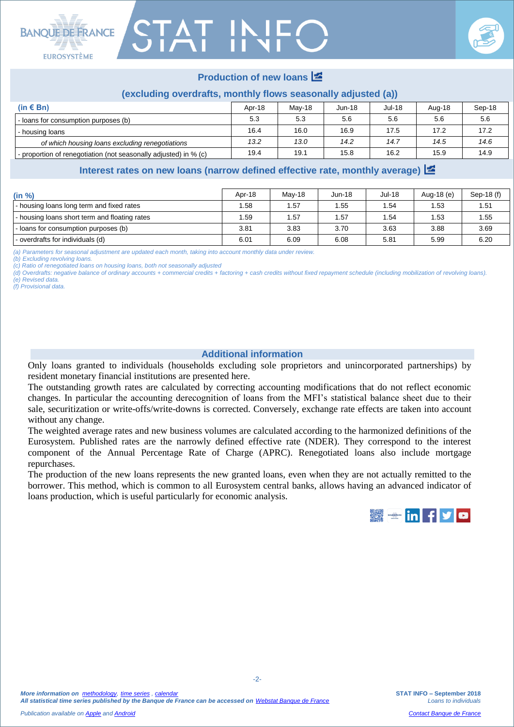## Production of new loans

### (excluding overdrafts, monthly flows seasonally adjusted (a))

| (in € Bn) | Apr-18 | May-18 | Jun-18 | Jul-18 | Aug-18 | Sep-18 |
|---|---|---|---|---|---|---|
| - loans for consumption purposes (b) | 5.3 | 5.3 | 5.6 | 5.6 | 5.6 | 5.6 |
| - housing loans | 16.4 | 16.0 | 16.9 | 17.5 | 17.2 | 17.2 |
| *of which housing loans excluding renegotiations* | *13.2* | *13.0* | *14.2* | *14.7* | *14.5* | *14.6* |
| - proportion of renegotiation (not seasonally adjusted) in % (c) | 19.4 | 19.1 | 15.8 | 16.2 | 15.9 | 14.9 |

## Interest rates on new loans (narrow defined effective rate, monthly average)

| (in %) | Apr-18 | May-18 | Jun-18 | Jul-18 | Aug-18 (e) | Sep-18 (f) |
|---|---|---|---|---|---|---|
| - housing loans long term and fixed rates | 1.58 | 1.57 | 1.55 | 1.54 | 1.53 | 1.51 |
| - housing loans short term and floating rates | 1.59 | 1.57 | 1.57 | 1.54 | 1.53 | 1.55 |
| - loans for consumption purposes (b) | 3.81 | 3.83 | 3.70 | 3.63 | 3.88 | 3.69 |
| - overdrafts for individuals (d) | 6.01 | 6.09 | 6.08 | 5.81 | 5.99 | 6.20 |

*(a) Parameters for seasonal adjustment are updated each month, taking into account monthly data under review.*
*(b) Excluding revolving loans.*
*(c) Ratio of renegotiated loans on housing loans, both not seasonally adjusted*
*(d) Overdrafts: negative balance of ordinary accounts + commercial credits + factoring + cash credits without fixed repayment schedule (including mobilization of revolving loans).*
*(e) Revised data.*
*(f) Provisional data.*

## Additional information

Only loans granted to individuals (households excluding sole proprietors and unincorporated partnerships) by resident monetary financial institutions are presented here.

The outstanding growth rates are calculated by correcting accounting modifications that do not reflect economic changes. In particular the accounting derecognition of loans from the MFI's statistical balance sheet due to their sale, securitization or write-offs/write-downs is corrected. Conversely, exchange rate effects are taken into account without any change.

The weighted average rates and new business volumes are calculated according to the harmonized definitions of the Eurosystem. Published rates are the narrowly defined effective rate (NDER). They correspond to the interest component of the Annual Percentage Rate of Charge (APRC). Renegotiated loans also include mortgage repurchases.

The production of the new loans represents the new granted loans, even when they are not actually remitted to the borrower. This method, which is common to all Eurosystem central banks, allows having an advanced indicator of loans production, which is useful particularly for economic analysis.

***More information on methodology, time series , calendar***
***All statistical time series published by the Banque de France can be accessed on Webstat Banque de France***

*Publication available on Apple and Android*

*Contact Banque de France*